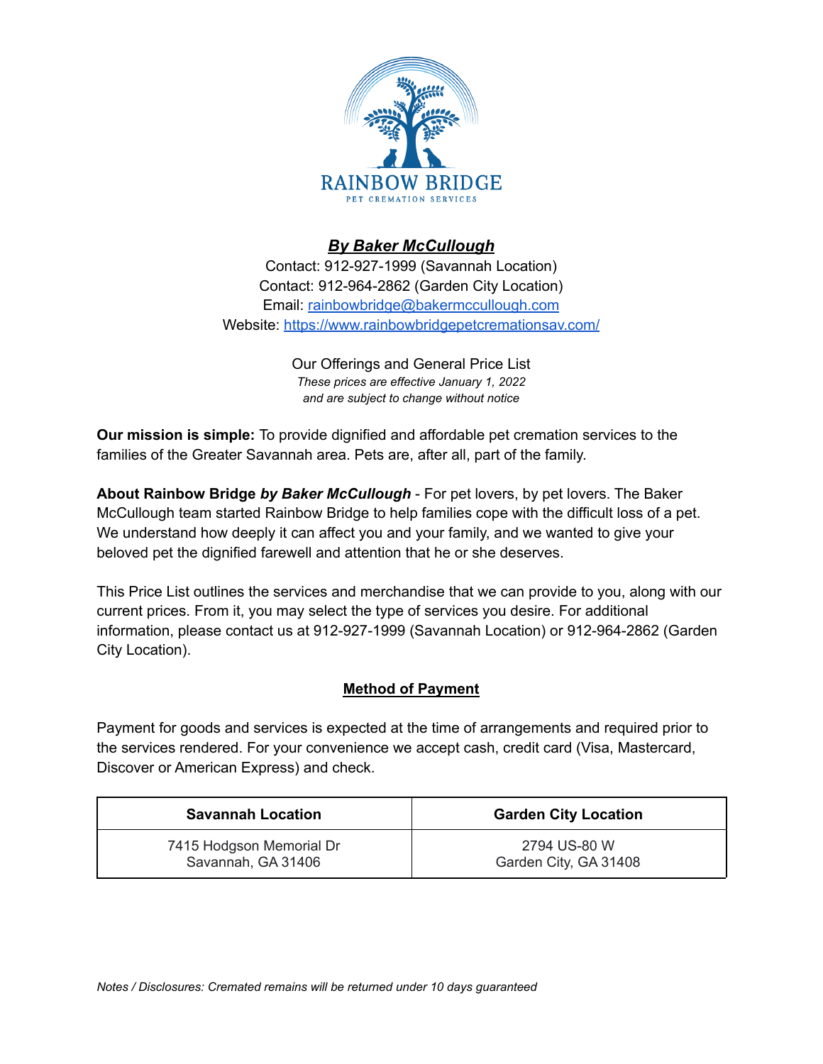RAINBOW BRIDGE

PET CREMATION SERVICES

## ***By Baker McCullough***

Contact: 912-927-1999 (Savannah Location)
Contact: 912-964-2862 (Garden City Location)
Email: [rainbowbridge@bakermccullough.com](mailto:rainbowbridge@bakermccullough.com)
Website: [https://www.rainbowbridgepetcremationsav.com/](https://www.rainbowbridgepetcremationsav.com/)

Our Offerings and General Price List
*These prices are effective January 1, 2022*
*and are subject to change without notice*

**Our mission is simple:** To provide dignified and affordable pet cremation services to the families of the Greater Savannah area. Pets are, after all, part of the family.

**About Rainbow Bridge *by Baker McCullough*** - For pet lovers, by pet lovers. The Baker McCullough team started Rainbow Bridge to help families cope with the difficult loss of a pet. We understand how deeply it can affect you and your family, and we wanted to give your beloved pet the dignified farewell and attention that he or she deserves.

This Price List outlines the services and merchandise that we can provide to you, along with our current prices. From it, you may select the type of services you desire. For additional information, please contact us at 912-927-1999 (Savannah Location) or 912-964-2862 (Garden City Location).

## Method of Payment

Payment for goods and services is expected at the time of arrangements and required prior to the services rendered. For your convenience we accept cash, credit card (Visa, Mastercard, Discover or American Express) and check.

| Savannah Location | Garden City Location |
|---|---|
| 7415 Hodgson Memorial Dr<br>Savannah, GA 31406 | 2794 US-80 W<br>Garden City, GA 31408 |

*Notes / Disclosures: Cremated remains will be returned under 10 days guaranteed*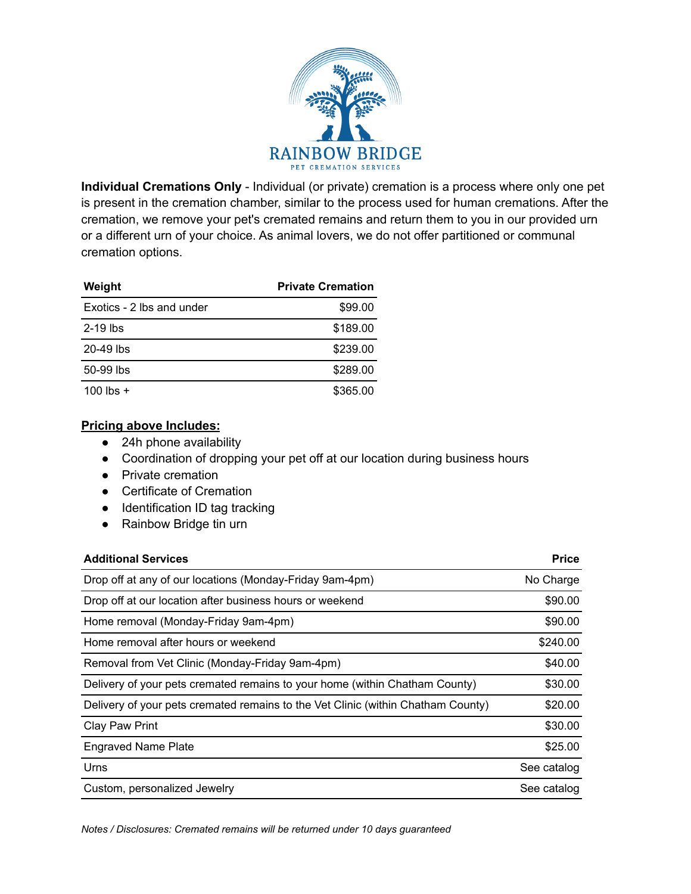RAINBOW BRIDGE
PET CREMATION SERVICES

**Individual Cremations Only** - Individual (or private) cremation is a process where only one pet is present in the cremation chamber, similar to the process used for human cremations. After the cremation, we remove your pet's cremated remains and return them to you in our provided urn or a different urn of your choice. As animal lovers, we do not offer partitioned or communal cremation options.

| Weight | Private Cremation |
|---|---:|
| Exotics - 2 lbs and under | $99.00 |
| 2-19 lbs | $189.00 |
| 20-49 lbs | $239.00 |
| 50-99 lbs | $289.00 |
| 100 lbs + | $365.00 |

**Pricing above Includes:**

- 24h phone availability
- Coordination of dropping your pet off at our location during business hours
- Private cremation
- Certificate of Cremation
- Identification ID tag tracking
- Rainbow Bridge tin urn

| Additional Services | Price |
|---|---:|
| Drop off at any of our locations (Monday-Friday 9am-4pm) | No Charge |
| Drop off at our location after business hours or weekend | $90.00 |
| Home removal (Monday-Friday 9am-4pm) | $90.00 |
| Home removal after hours or weekend | $240.00 |
| Removal from Vet Clinic (Monday-Friday 9am-4pm) | $40.00 |
| Delivery of your pets cremated remains to your home (within Chatham County) | $30.00 |
| Delivery of your pets cremated remains to the Vet Clinic (within Chatham County) | $20.00 |
| Clay Paw Print | $30.00 |
| Engraved Name Plate | $25.00 |
| Urns | See catalog |
| Custom, personalized Jewelry | See catalog |

*Notes / Disclosures: Cremated remains will be returned under 10 days guaranteed*